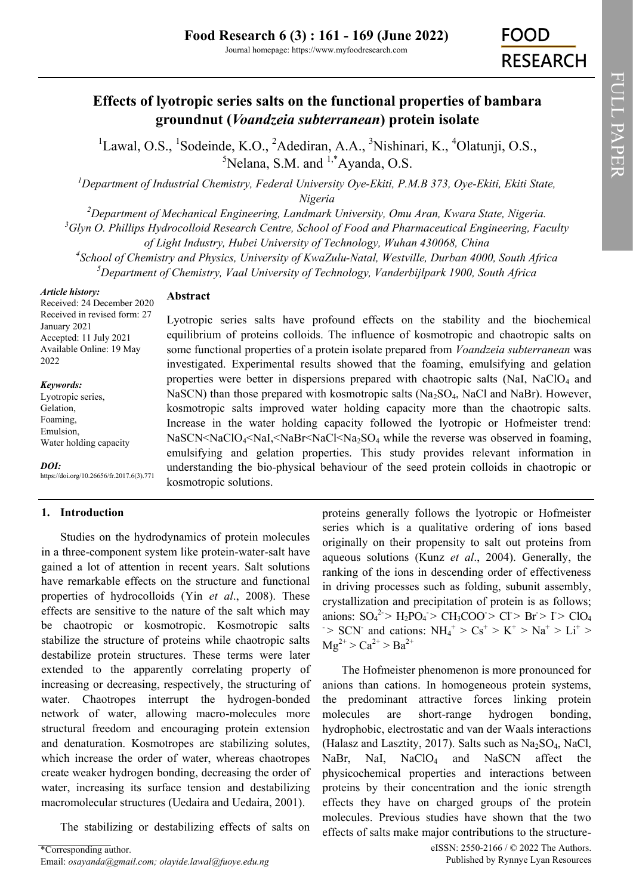# Effects of lyotropic series salts on the functional properties of bambara groundnut (*Voandzeia subterranean*) protein isolate

[1]Lawal, O.S., [1]Sodeinde, K.O., [2]Adediran, A.A., [3]Nishinari, K., [4]Olatunji, O.S., [5]Nelana, S.M. and [1,*]Ayanda, O.S.

[1]*Department of Industrial Chemistry, Federal University Oye-Ekiti, P.M.B 373, Oye-Ekiti, Ekiti State, Nigeria*

[2]*Department of Mechanical Engineering, Landmark University, Omu Aran, Kwara State, Nigeria.*

[3]*Glyn O. Phillips Hydrocolloid Research Centre, School of Food and Pharmaceutical Engineering, Faculty of Light Industry, Hubei University of Technology, Wuhan 430068, China*

[4]*School of Chemistry and Physics, University of KwaZulu-Natal, Westville, Durban 4000, South Africa*

[5]*Department of Chemistry, Vaal University of Technology, Vanderbijlpark 1900, South Africa*

***Article history:***
Received: 24 December 2020
Received in revised form: 27 January 2021
Accepted: 11 July 2021
Available Online: 19 May 2022

***Keywords:***
Lyotropic series,
Gelation,
Foaming,
Emulsion,
Water holding capacity

***DOI:***
https://doi.org/10.26656/fr.2017.6(3).771

## Abstract

Lyotropic series salts have profound effects on the stability and the biochemical equilibrium of proteins colloids. The influence of kosmotropic and chaotropic salts on some functional properties of a protein isolate prepared from *Voandzeia subterranean* was investigated. Experimental results showed that the foaming, emulsifying and gelation properties were better in dispersions prepared with chaotropic salts (NaI, $NaClO_4$ and NaSCN) than those prepared with kosmotropic salts ($Na_2SO_4$, NaCl and NaBr). However, kosmotropic salts improved water holding capacity more than the chaotropic salts. Increase in the water holding capacity followed the lyotropic or Hofmeister trend: NaSCN<$NaClO_4$<NaI,<NaBr<NaCl<$Na_2SO_4$ while the reverse was observed in foaming, emulsifying and gelation properties. This study provides relevant information in understanding the bio-physical behaviour of the seed protein colloids in chaotropic or kosmotropic solutions.

## 1. Introduction

Studies on the hydrodynamics of protein molecules in a three-component system like protein-water-salt have gained a lot of attention in recent years. Salt solutions have remarkable effects on the structure and functional properties of hydrocolloids (Yin *et al*., 2008). These effects are sensitive to the nature of the salt which may be chaotropic or kosmotropic. Kosmotropic salts stabilize the structure of proteins while chaotropic salts destabilize protein structures. These terms were later extended to the apparently correlating property of increasing or decreasing, respectively, the structuring of water. Chaotropes interrupt the hydrogen-bonded network of water, allowing macro-molecules more structural freedom and encouraging protein extension and denaturation. Kosmotropes are stabilizing solutes, which increase the order of water, whereas chaotropes create weaker hydrogen bonding, decreasing the order of water, increasing its surface tension and destabilizing macromolecular structures (Uedaira and Uedaira, 2001).

The stabilizing or destabilizing effects of salts on proteins generally follows the lyotropic or Hofmeister series which is a qualitative ordering of ions based originally on their propensity to salt out proteins from aqueous solutions (Kunz *et al*., 2004). Generally, the ranking of the ions in descending order of effectiveness in driving processes such as folding, subunit assembly, crystallization and precipitation of protein is as follows; anions: $SO_4^{2-} > H_2PO_4^- > CH_3COO^- > Cl^- > Br^- > I^- > ClO_4^- > SCN^-$ and cations: $NH_4^+ > Cs^+ > K^+ > Na^+ > Li^+ > Mg^{2+} > Ca^{2+} > Ba^{2+}$

The Hofmeister phenomenon is more pronounced for anions than cations. In homogeneous protein systems, the predominant attractive forces linking protein molecules are short-range hydrogen bonding, hydrophobic, electrostatic and van der Waals interactions (Halasz and Lasztity, 2017). Salts such as $Na_2SO_4$, NaCl, NaBr, NaI, $NaClO_4$ and NaSCN affect the physicochemical properties and interactions between proteins by their concentration and the ionic strength effects they have on charged groups of the protein molecules. Previous studies have shown that the two effects of salts make major contributions to the structure-

*Corresponding author.
Email: *osayanda@gmail.com; olayide.lawal@fuoye.edu.ng*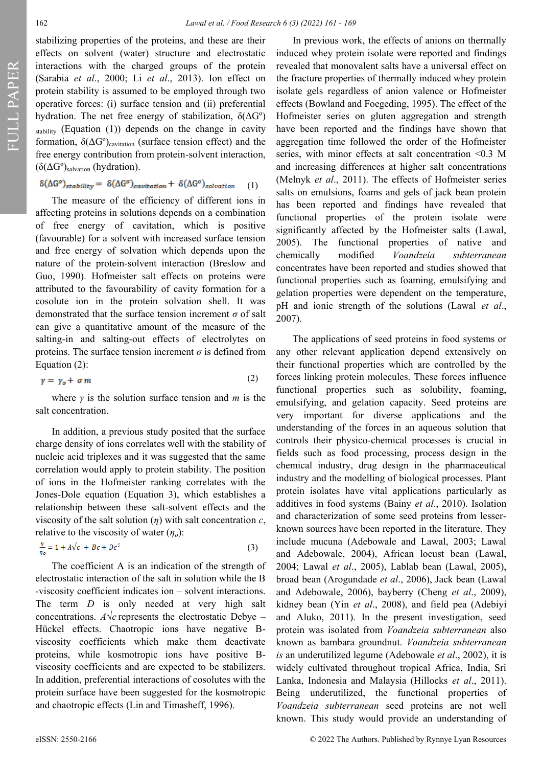stabilizing properties of the proteins, and these are their effects on solvent (water) structure and electrostatic interactions with the charged groups of the protein (Sarabia *et al*., 2000; Li *et al*., 2013). Ion effect on protein stability is assumed to be employed through two operative forces: (i) surface tension and (ii) preferential hydration. The net free energy of stabilization, $\delta(\Delta G^o)_{stability}$ (Equation (1)) depends on the change in cavity formation, $\delta(\Delta G^o)_{cavitation}$ (surface tension effect) and the free energy contribution from protein-solvent interaction, $(\delta(\Delta G^o)_{salvation}$ (hydration).

$$\delta(\Delta G^o)_{stability} = \delta(\Delta G^o)_{cavitation} + \delta(\Delta G^o)_{solvation} \quad (1)$$

The measure of the efficiency of different ions in affecting proteins in solutions depends on a combination of free energy of cavitation, which is positive (favourable) for a solvent with increased surface tension and free energy of solvation which depends upon the nature of the protein-solvent interaction (Breslow and Guo, 1990). Hofmeister salt effects on proteins were attributed to the favourability of cavity formation for a cosolute ion in the protein solvation shell. It was demonstrated that the surface tension increment $\sigma$ of salt can give a quantitative amount of the measure of the salting-in and salting-out effects of electrolytes on proteins. The surface tension increment $\sigma$ is defined from Equation (2):

$$\gamma = \gamma_o + \sigma m \quad (2)$$

where $\gamma$ is the solution surface tension and $m$ is the salt concentration.

In addition, a previous study posited that the surface charge density of ions correlates well with the stability of nucleic acid triplexes and it was suggested that the same correlation would apply to protein stability. The position of ions in the Hofmeister ranking correlates with the Jones-Dole equation (Equation 3), which establishes a relationship between these salt-solvent effects and the viscosity of the salt solution ($\eta$) with salt concentration $c$, relative to the viscosity of water ($\eta_o$):

$$\frac{\eta}{\eta_o} = 1 + A\sqrt{c} + Bc + Dc^2 \quad (3)$$

The coefficient A is an indication of the strength of electrostatic interaction of the salt in solution while the B -viscosity coefficient indicates ion – solvent interactions. The term $D$ is only needed at very high salt concentrations. $A\sqrt{c}$ represents the electrostatic Debye – Hückel effects. Chaotropic ions have negative B-viscosity coefficients which make them deactivate proteins, while kosmotropic ions have positive B-viscosity coefficients and are expected to be stabilizers. In addition, preferential interactions of cosolutes with the protein surface have been suggested for the kosmotropic and chaotropic effects (Lin and Timasheff, 1996).

In previous work, the effects of anions on thermally induced whey protein isolate were reported and findings revealed that monovalent salts have a universal effect on the fracture properties of thermally induced whey protein isolate gels regardless of anion valence or Hofmeister effects (Bowland and Foegeding, 1995). The effect of the Hofmeister series on gluten aggregation and strength have been reported and the findings have shown that aggregation time followed the order of the Hofmeister series, with minor effects at salt concentration <0.3 M and increasing differences at higher salt concentrations (Melnyk *et al*., 2011). The effects of Hofmeister series salts on emulsions, foams and gels of jack bean protein has been reported and findings have revealed that functional properties of the protein isolate were significantly affected by the Hofmeister salts (Lawal, 2005). The functional properties of native and chemically modified *Voandzeia subterranean* concentrates have been reported and studies showed that functional properties such as foaming, emulsifying and gelation properties were dependent on the temperature, pH and ionic strength of the solutions (Lawal *et al*., 2007).

The applications of seed proteins in food systems or any other relevant application depend extensively on their functional properties which are controlled by the forces linking protein molecules. These forces influence functional properties such as solubility, foaming, emulsifying, and gelation capacity. Seed proteins are very important for diverse applications and the understanding of the forces in an aqueous solution that controls their physico-chemical processes is crucial in fields such as food processing, process design in the chemical industry, drug design in the pharmaceutical industry and the modelling of biological processes. Plant protein isolates have vital applications particularly as additives in food systems (Bainy *et al*., 2010). Isolation and characterization of some seed proteins from lesser-known sources have been reported in the literature. They include mucuna (Adebowale and Lawal, 2003; Lawal and Adebowale, 2004), African locust bean (Lawal, 2004; Lawal *et al*., 2005), Lablab bean (Lawal, 2005), broad bean (Arogundade *et al*., 2006), Jack bean (Lawal and Adebowale, 2006), bayberry (Cheng *et al*., 2009), kidney bean (Yin *et al*., 2008), and field pea (Adebiyi and Aluko, 2011). In the present investigation, seed protein was isolated from *Voandzeia subterranean* also known as bambara groundnut. *Voandzeia subterranean is* an underutilized legume (Adebowale *et al*., 2002), it is widely cultivated throughout tropical Africa, India, Sri Lanka, Indonesia and Malaysia (Hillocks *et al*., 2011). Being underutilized, the functional properties of *Voandzeia subterranean* seed proteins are not well known. This study would provide an understanding of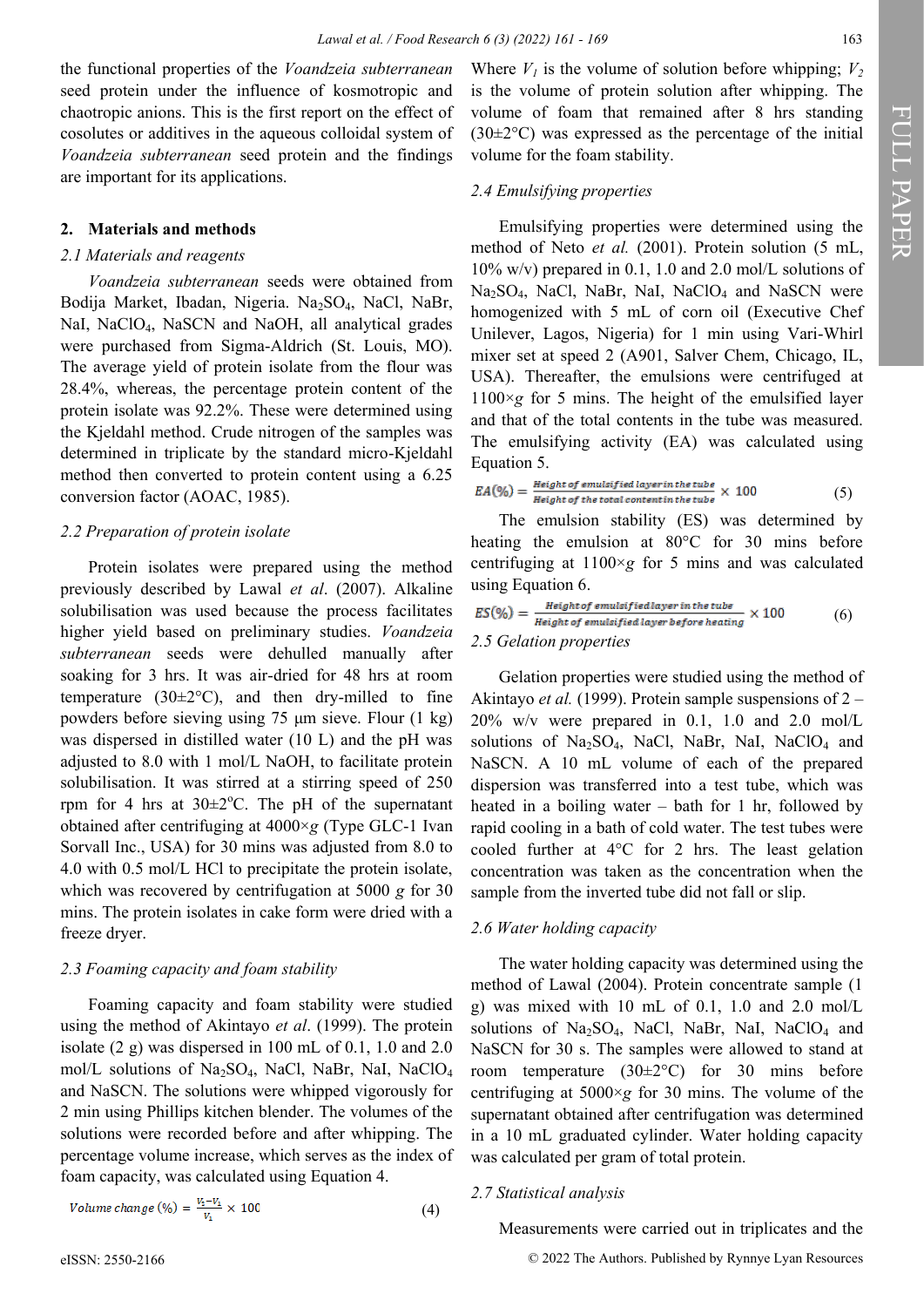the functional properties of the *Voandzeia subterranean* seed protein under the influence of kosmotropic and chaotropic anions. This is the first report on the effect of cosolutes or additives in the aqueous colloidal system of *Voandzeia subterranean* seed protein and the findings are important for its applications.

## 2. Materials and methods

### 2.1 Materials and reagents

*Voandzeia subterranean* seeds were obtained from Bodija Market, Ibadan, Nigeria. $Na_2SO_4$, NaCl, NaBr, NaI, $NaClO_4$, NaSCN and NaOH, all analytical grades were purchased from Sigma-Aldrich (St. Louis, MO). The average yield of protein isolate from the flour was 28.4%, whereas, the percentage protein content of the protein isolate was 92.2%. These were determined using the Kjeldahl method. Crude nitrogen of the samples was determined in triplicate by the standard micro-Kjeldahl method then converted to protein content using a 6.25 conversion factor (AOAC, 1985).

### 2.2 Preparation of protein isolate

Protein isolates were prepared using the method previously described by Lawal *et al*. (2007). Alkaline solubilisation was used because the process facilitates higher yield based on preliminary studies. *Voandzeia subterranean* seeds were dehulled manually after soaking for 3 hrs. It was air-dried for 48 hrs at room temperature (30±2°C), and then dry-milled to fine powders before sieving using 75 µm sieve. Flour (1 kg) was dispersed in distilled water (10 L) and the pH was adjusted to 8.0 with 1 mol/L NaOH, to facilitate protein solubilisation. It was stirred at a stirring speed of 250 rpm for 4 hrs at 30±2°C. The pH of the supernatant obtained after centrifuging at 4000×*g* (Type GLC-1 Ivan Sorvall Inc., USA) for 30 mins was adjusted from 8.0 to 4.0 with 0.5 mol/L HCl to precipitate the protein isolate, which was recovered by centrifugation at 5000 *g* for 30 mins. The protein isolates in cake form were dried with a freeze dryer.

### 2.3 Foaming capacity and foam stability

Foaming capacity and foam stability were studied using the method of Akintayo *et al*. (1999). The protein isolate (2 g) was dispersed in 100 mL of 0.1, 1.0 and 2.0 mol/L solutions of $Na_2SO_4$, NaCl, NaBr, NaI, $NaClO_4$ and NaSCN. The solutions were whipped vigorously for 2 min using Phillips kitchen blender. The volumes of the solutions were recorded before and after whipping. The percentage volume increase, which serves as the index of foam capacity, was calculated using Equation 4.

$$Volume\ change\ (\%) = \frac{V_2 - V_1}{V_1} \times 100 \tag{4}$$

Where $V_1$ is the volume of solution before whipping; $V_2$ is the volume of protein solution after whipping. The volume of foam that remained after 8 hrs standing (30±2°C) was expressed as the percentage of the initial volume for the foam stability.

### 2.4 Emulsifying properties

Emulsifying properties were determined using the method of Neto *et al.* (2001). Protein solution (5 mL, 10% w/v) prepared in 0.1, 1.0 and 2.0 mol/L solutions of $Na_2SO_4$, NaCl, NaBr, NaI, $NaClO_4$ and NaSCN were homogenized with 5 mL of corn oil (Executive Chef Unilever, Lagos, Nigeria) for 1 min using Vari-Whirl mixer set at speed 2 (A901, Salver Chem, Chicago, IL, USA). Thereafter, the emulsions were centrifuged at 1100×*g* for 5 mins. The height of the emulsified layer and that of the total contents in the tube was measured. The emulsifying activity (EA) was calculated using Equation 5.

$$EA(\%) = \frac{Height\ of\ emulsified\ layer\ in\ the\ tube}{Height\ of\ the\ total\ content\ in\ the\ tube} \times 100 \tag{5}$$

The emulsion stability (ES) was determined by heating the emulsion at 80°C for 30 mins before centrifuging at 1100×*g* for 5 mins and was calculated using Equation 6.

$$ES(\%) = \frac{Height\ of\ emulsified\ layer\ in\ the\ tube}{Height\ of\ emulsified\ layer\ before\ heating} \times 100 \tag{6}$$

### 2.5 Gelation properties

Gelation properties were studied using the method of Akintayo *et al.* (1999). Protein sample suspensions of 2 – 20% w/v were prepared in 0.1, 1.0 and 2.0 mol/L solutions of $Na_2SO_4$, NaCl, NaBr, NaI, $NaClO_4$ and NaSCN. A 10 mL volume of each of the prepared dispersion was transferred into a test tube, which was heated in a boiling water – bath for 1 hr, followed by rapid cooling in a bath of cold water. The test tubes were cooled further at 4°C for 2 hrs. The least gelation concentration was taken as the concentration when the sample from the inverted tube did not fall or slip.

### 2.6 Water holding capacity

The water holding capacity was determined using the method of Lawal (2004). Protein concentrate sample (1 g) was mixed with 10 mL of 0.1, 1.0 and 2.0 mol/L solutions of $Na_2SO_4$, NaCl, NaBr, NaI, $NaClO_4$ and NaSCN for 30 s. The samples were allowed to stand at room temperature (30±2°C) for 30 mins before centrifuging at 5000×*g* for 30 mins. The volume of the supernatant obtained after centrifugation was determined in a 10 mL graduated cylinder. Water holding capacity was calculated per gram of total protein.

### 2.7 Statistical analysis

Measurements were carried out in triplicates and the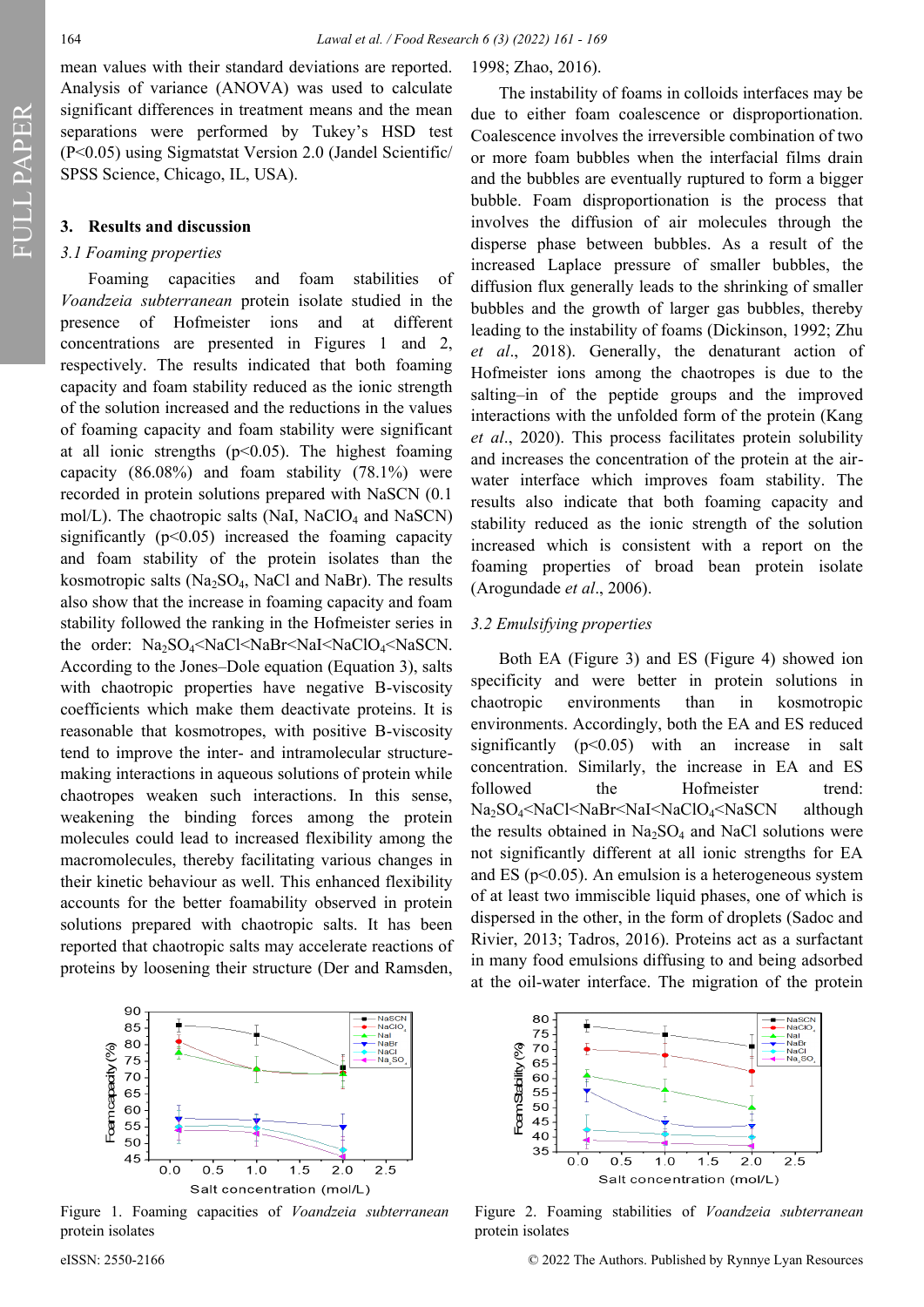mean values with their standard deviations are reported. Analysis of variance (ANOVA) was used to calculate significant differences in treatment means and the mean separations were performed by Tukey's HSD test ($P<0.05$) using Sigmatstat Version 2.0 (Jandel Scientific/SPSS Science, Chicago, IL, USA).

## 3. Results and discussion

### 3.1 Foaming properties

Foaming capacities and foam stabilities of *Voandzeia subterranean* protein isolate studied in the presence of Hofmeister ions and at different concentrations are presented in Figures 1 and 2, respectively. The results indicated that both foaming capacity and foam stability reduced as the ionic strength of the solution increased and the reductions in the values of foaming capacity and foam stability were significant at all ionic strengths ($p<0.05$). The highest foaming capacity (86.08%) and foam stability (78.1%) were recorded in protein solutions prepared with NaSCN (0.1 mol/L). The chaotropic salts (NaI, $NaClO_4$ and NaSCN) significantly ($p<0.05$) increased the foaming capacity and foam stability of the protein isolates than the kosmotropic salts ($Na_2SO_4$, NaCl and NaBr). The results also show that the increase in foaming capacity and foam stability followed the ranking in the Hofmeister series in the order: $Na_2SO_4$<NaCl<NaBr<NaI<$NaClO_4$<NaSCN. According to the Jones–Dole equation (Equation 3), salts with chaotropic properties have negative B-viscosity coefficients which make them deactivate proteins. It is reasonable that kosmotropes, with positive B-viscosity tend to improve the inter- and intramolecular structure-making interactions in aqueous solutions of protein while chaotropes weaken such interactions. In this sense, weakening the binding forces among the protein molecules could lead to increased flexibility among the macromolecules, thereby facilitating various changes in their kinetic behaviour as well. This enhanced flexibility accounts for the better foamability observed in protein solutions prepared with chaotropic salts. It has been reported that chaotropic salts may accelerate reactions of proteins by loosening their structure (Der and Ramsden, 1998; Zhao, 2016).

The instability of foams in colloids interfaces may be due to either foam coalescence or disproportionation. Coalescence involves the irreversible combination of two or more foam bubbles when the interfacial films drain and the bubbles are eventually ruptured to form a bigger bubble. Foam disproportionation is the process that involves the diffusion of air molecules through the disperse phase between bubbles. As a result of the increased Laplace pressure of smaller bubbles, the diffusion flux generally leads to the shrinking of smaller bubbles and the growth of larger gas bubbles, thereby leading to the instability of foams (Dickinson, 1992; Zhu *et al*., 2018). Generally, the denaturant action of Hofmeister ions among the chaotropes is due to the salting–in of the peptide groups and the improved interactions with the unfolded form of the protein (Kang *et al*., 2020). This process facilitates protein solubility and increases the concentration of the protein at the air-water interface which improves foam stability. The results also indicate that both foaming capacity and stability reduced as the ionic strength of the solution increased which is consistent with a report on the foaming properties of broad bean protein isolate (Arogundade *et al*., 2006).

### 3.2 Emulsifying properties

Both EA (Figure 3) and ES (Figure 4) showed ion specificity and were better in protein solutions in chaotropic environments than in kosmotropic environments. Accordingly, both the EA and ES reduced significantly ($p<0.05$) with an increase in salt concentration. Similarly, the increase in EA and ES followed the Hofmeister trend: $Na_2SO_4$<NaCl<NaBr<NaI<$NaClO_4$<NaSCN although the results obtained in $Na_2SO_4$ and NaCl solutions were not significantly different at all ionic strengths for EA and ES ($p<0.05$). An emulsion is a heterogeneous system of at least two immiscible liquid phases, one of which is dispersed in the other, in the form of droplets (Sadoc and Rivier, 2013; Tadros, 2016). Proteins act as a surfactant in many food emulsions diffusing to and being adsorbed at the oil-water interface. The migration of the protein

Figure 1. Foaming capacities of *Voandzeia subterranean* protein isolates

Figure 2. Foaming stabilities of *Voandzeia subterranean* protein isolates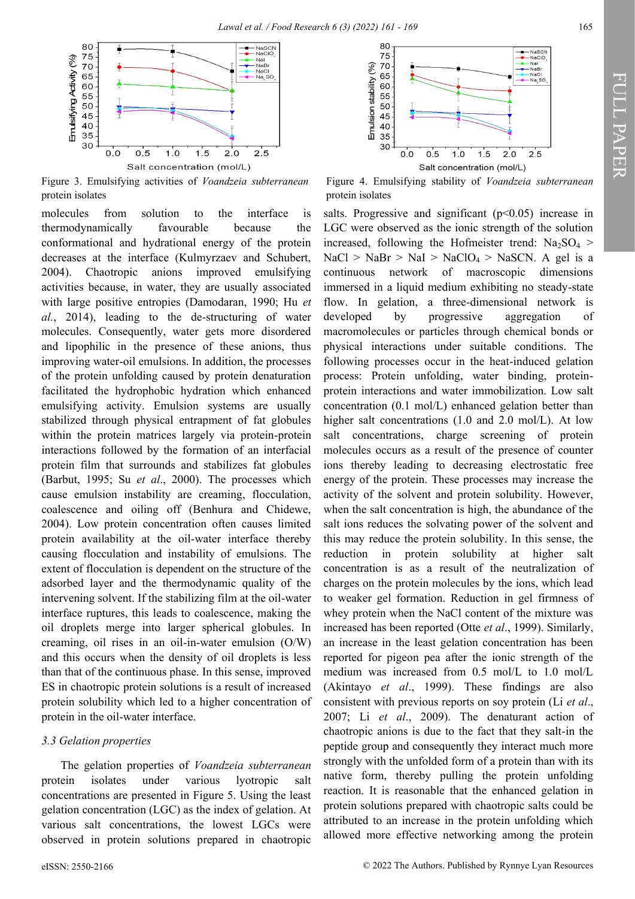Figure 3. Emulsifying activities of *Voandzeia subterranean* protein isolates

Figure 4. Emulsifying stability of *Voandzeia subterranean* protein isolates

molecules from solution to the interface is thermodynamically favourable because the conformational and hydrational energy of the protein decreases at the interface (Kulmyrzaev and Schubert, 2004). Chaotropic anions improved emulsifying activities because, in water, they are usually associated with large positive entropies (Damodaran, 1990; Hu *et al.*, 2014), leading to the de-structuring of water molecules. Consequently, water gets more disordered and lipophilic in the presence of these anions, thus improving water-oil emulsions. In addition, the processes of the protein unfolding caused by protein denaturation facilitated the hydrophobic hydration which enhanced emulsifying activity. Emulsion systems are usually stabilized through physical entrapment of fat globules within the protein matrices largely via protein-protein interactions followed by the formation of an interfacial protein film that surrounds and stabilizes fat globules (Barbut, 1995; Su *et al*., 2000). The processes which cause emulsion instability are creaming, flocculation, coalescence and oiling off (Benhura and Chidewe, 2004). Low protein concentration often causes limited protein availability at the oil-water interface thereby causing flocculation and instability of emulsions. The extent of flocculation is dependent on the structure of the adsorbed layer and the thermodynamic quality of the intervening solvent. If the stabilizing film at the oil-water interface ruptures, this leads to coalescence, making the oil droplets merge into larger spherical globules. In creaming, oil rises in an oil-in-water emulsion (O/W) and this occurs when the density of oil droplets is less than that of the continuous phase. In this sense, improved ES in chaotropic protein solutions is a result of increased protein solubility which led to a higher concentration of protein in the oil-water interface.

### 3.3 Gelation properties

The gelation properties of *Voandzeia subterranean* protein isolates under various lyotropic salt concentrations are presented in Figure 5. Using the least gelation concentration (LGC) as the index of gelation. At various salt concentrations, the lowest LGCs were observed in protein solutions prepared in chaotropic salts. Progressive and significant ($p<0.05$) increase in LGC were observed as the ionic strength of the solution increased, following the Hofmeister trend: $Na_2SO_4$ > NaCl > NaBr > NaI > $NaClO_4$ > NaSCN. A gel is a continuous network of macroscopic dimensions immersed in a liquid medium exhibiting no steady-state flow. In gelation, a three-dimensional network is developed by progressive aggregation of macromolecules or particles through chemical bonds or physical interactions under suitable conditions. The following processes occur in the heat-induced gelation process: Protein unfolding, water binding, protein-protein interactions and water immobilization. Low salt concentration (0.1 mol/L) enhanced gelation better than higher salt concentrations (1.0 and 2.0 mol/L). At low salt concentrations, charge screening of protein molecules occurs as a result of the presence of counter ions thereby leading to decreasing electrostatic free energy of the protein. These processes may increase the activity of the solvent and protein solubility. However, when the salt concentration is high, the abundance of the salt ions reduces the solvating power of the solvent and this may reduce the protein solubility. In this sense, the reduction in protein solubility at higher salt concentration is as a result of the neutralization of charges on the protein molecules by the ions, which lead to weaker gel formation. Reduction in gel firmness of whey protein when the NaCl content of the mixture was increased has been reported (Otte *et al*., 1999). Similarly, an increase in the least gelation concentration has been reported for pigeon pea after the ionic strength of the medium was increased from 0.5 mol/L to 1.0 mol/L (Akintayo *et al*., 1999). These findings are also consistent with previous reports on soy protein (Li *et al*., 2007; Li *et al*., 2009). The denaturant action of chaotropic anions is due to the fact that they salt-in the peptide group and consequently they interact much more strongly with the unfolded form of a protein than with its native form, thereby pulling the protein unfolding reaction. It is reasonable that the enhanced gelation in protein solutions prepared with chaotropic salts could be attributed to an increase in the protein unfolding which allowed more effective networking among the protein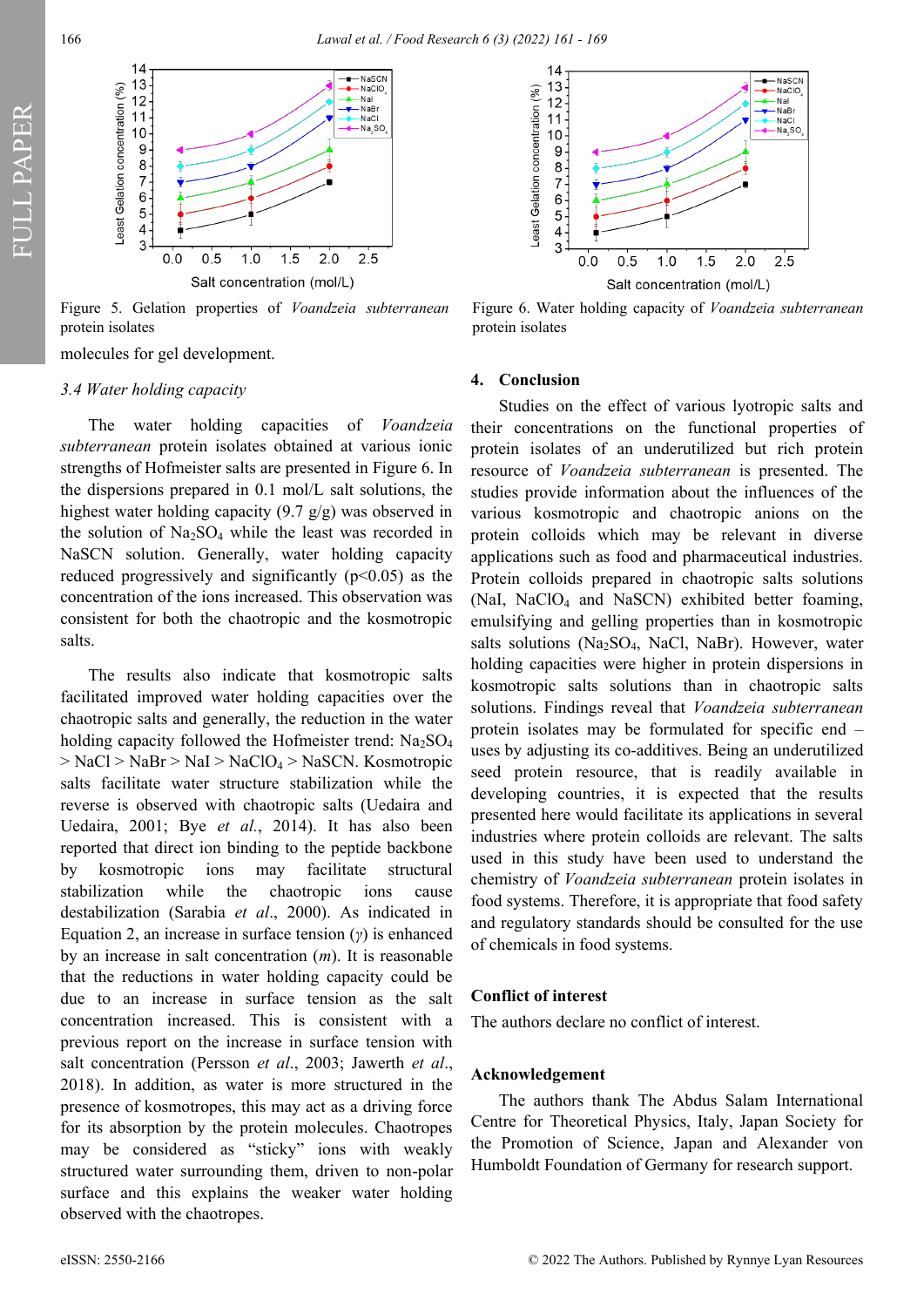Figure 5. Gelation properties of *Voandzeia subterranean* protein isolates

Figure 6. Water holding capacity of *Voandzeia subterranean* protein isolates

molecules for gel development.

### 3.4 Water holding capacity

The water holding capacities of *Voandzeia subterranean* protein isolates obtained at various ionic strengths of Hofmeister salts are presented in Figure 6. In the dispersions prepared in 0.1 mol/L salt solutions, the highest water holding capacity (9.7 g/g) was observed in the solution of $Na_2SO_4$ while the least was recorded in NaSCN solution. Generally, water holding capacity reduced progressively and significantly ($p<0.05$) as the concentration of the ions increased. This observation was consistent for both the chaotropic and the kosmotropic salts.

The results also indicate that kosmotropic salts facilitated improved water holding capacities over the chaotropic salts and generally, the reduction in the water holding capacity followed the Hofmeister trend: $Na_2SO_4$ > NaCl > NaBr > NaI > $NaClO_4$ > NaSCN. Kosmotropic salts facilitate water structure stabilization while the reverse is observed with chaotropic salts (Uedaira and Uedaira, 2001; Bye *et al.*, 2014). It has also been reported that direct ion binding to the peptide backbone by kosmotropic ions may facilitate structural stabilization while the chaotropic ions cause destabilization (Sarabia *et al.*, 2000). As indicated in Equation 2, an increase in surface tension ($\gamma$) is enhanced by an increase in salt concentration ($m$). It is reasonable that the reductions in water holding capacity could be due to an increase in surface tension as the salt concentration increased. This is consistent with a previous report on the increase in surface tension with salt concentration (Persson *et al.*, 2003; Jawerth *et al.*, 2018). In addition, as water is more structured in the presence of kosmotropes, this may act as a driving force for its absorption by the protein molecules. Chaotropes may be considered as "sticky" ions with weakly structured water surrounding them, driven to non-polar surface and this explains the weaker water holding observed with the chaotropes.

## 4. Conclusion

Studies on the effect of various lyotropic salts and their concentrations on the functional properties of protein isolates of an underutilized but rich protein resource of *Voandzeia subterranean* is presented. The studies provide information about the influences of the various kosmotropic and chaotropic anions on the protein colloids which may be relevant in diverse applications such as food and pharmaceutical industries. Protein colloids prepared in chaotropic salts solutions (NaI, $NaClO_4$ and NaSCN) exhibited better foaming, emulsifying and gelling properties than in kosmotropic salts solutions ($Na_2SO_4$, NaCl, NaBr). However, water holding capacities were higher in protein dispersions in kosmotropic salts solutions than in chaotropic salts solutions. Findings reveal that *Voandzeia subterranean* protein isolates may be formulated for specific end – uses by adjusting its co-additives. Being an underutilized seed protein resource, that is readily available in developing countries, it is expected that the results presented here would facilitate its applications in several industries where protein colloids are relevant. The salts used in this study have been used to understand the chemistry of *Voandzeia subterranean* protein isolates in food systems. Therefore, it is appropriate that food safety and regulatory standards should be consulted for the use of chemicals in food systems.

## Conflict of interest

The authors declare no conflict of interest.

## Acknowledgement

The authors thank The Abdus Salam International Centre for Theoretical Physics, Italy, Japan Society for the Promotion of Science, Japan and Alexander von Humboldt Foundation of Germany for research support.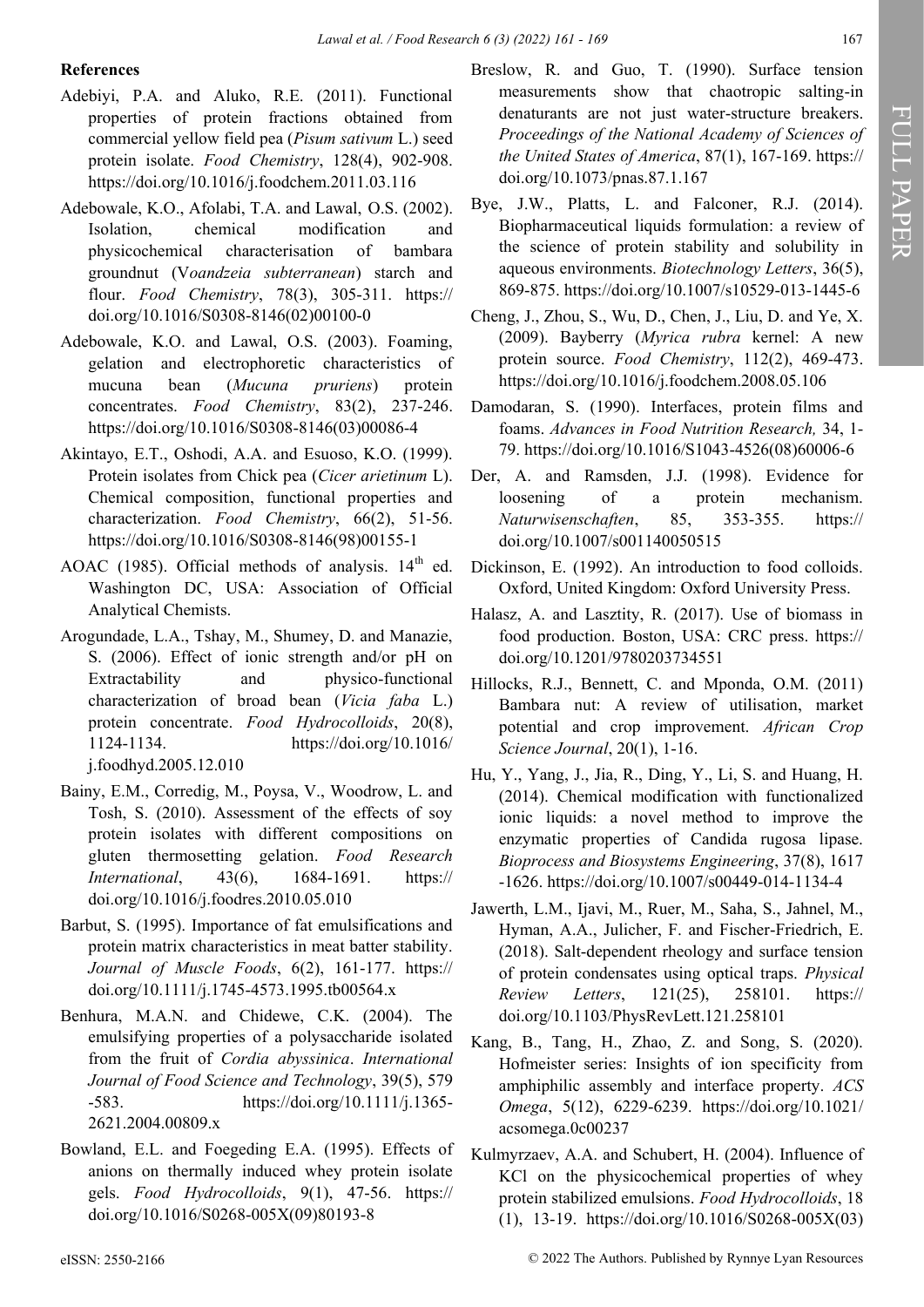## References

Adebiyi, P.A. and Aluko, R.E. (2011). Functional properties of protein fractions obtained from commercial yellow field pea (*Pisum sativum* L.) seed protein isolate. *Food Chemistry*, 128(4), 902-908. https://doi.org/10.1016/j.foodchem.2011.03.116

Adebowale, K.O., Afolabi, T.A. and Lawal, O.S. (2002). Isolation, chemical modification and physicochemical characterisation of bambara groundnut (V*oandzeia subterranean*) starch and flour. *Food Chemistry*, 78(3), 305-311. https://doi.org/10.1016/S0308-8146(02)00100-0

Adebowale, K.O. and Lawal, O.S. (2003). Foaming, gelation and electrophoretic characteristics of mucuna bean (*Mucuna pruriens*) protein concentrates. *Food Chemistry*, 83(2), 237-246. https://doi.org/10.1016/S0308-8146(03)00086-4

Akintayo, E.T., Oshodi, A.A. and Esuoso, K.O. (1999). Protein isolates from Chick pea (*Cicer arietinum* L). Chemical composition, functional properties and characterization. *Food Chemistry*, 66(2), 51-56. https://doi.org/10.1016/S0308-8146(98)00155-1

AOAC (1985). Official methods of analysis. 14th ed. Washington DC, USA: Association of Official Analytical Chemists.

Arogundade, L.A., Tshay, M., Shumey, D. and Manazie, S. (2006). Effect of ionic strength and/or pH on Extractability and physico-functional characterization of broad bean (*Vicia faba* L.) protein concentrate. *Food Hydrocolloids*, 20(8), 1124-1134. https://doi.org/10.1016/j.foodhyd.2005.12.010

Bainy, E.M., Corredig, M., Poysa, V., Woodrow, L. and Tosh, S. (2010). Assessment of the effects of soy protein isolates with different compositions on gluten thermosetting gelation. *Food Research International*, 43(6), 1684-1691. https://doi.org/10.1016/j.foodres.2010.05.010

Barbut, S. (1995). Importance of fat emulsifications and protein matrix characteristics in meat batter stability. *Journal of Muscle Foods*, 6(2), 161-177. https://doi.org/10.1111/j.1745-4573.1995.tb00564.x

Benhura, M.A.N. and Chidewe, C.K. (2004). The emulsifying properties of a polysaccharide isolated from the fruit of *Cordia abyssinica*. *International Journal of Food Science and Technology*, 39(5), 579-583. https://doi.org/10.1111/j.1365-2621.2004.00809.x

Bowland, E.L. and Foegeding E.A. (1995). Effects of anions on thermally induced whey protein isolate gels. *Food Hydrocolloids*, 9(1), 47-56. https://doi.org/10.1016/S0268-005X(09)80193-8

Breslow, R. and Guo, T. (1990). Surface tension measurements show that chaotropic salting-in denaturants are not just water-structure breakers. *Proceedings of the National Academy of Sciences of the United States of America*, 87(1), 167-169. https://doi.org/10.1073/pnas.87.1.167

Bye, J.W., Platts, L. and Falconer, R.J. (2014). Biopharmaceutical liquids formulation: a review of the science of protein stability and solubility in aqueous environments. *Biotechnology Letters*, 36(5), 869-875. https://doi.org/10.1007/s10529-013-1445-6

Cheng, J., Zhou, S., Wu, D., Chen, J., Liu, D. and Ye, X. (2009). Bayberry (*Myrica rubra* kernel: A new protein source. *Food Chemistry*, 112(2), 469-473. https://doi.org/10.1016/j.foodchem.2008.05.106

Damodaran, S. (1990). Interfaces, protein films and foams. *Advances in Food Nutrition Research,* 34, 1-79. https://doi.org/10.1016/S1043-4526(08)60006-6

Der, A. and Ramsden, J.J. (1998). Evidence for loosening of a protein mechanism. *Naturwisenschaften*, 85, 353-355. https://doi.org/10.1007/s001140050515

Dickinson, E. (1992). An introduction to food colloids. Oxford, United Kingdom: Oxford University Press.

Halasz, A. and Lasztity, R. (2017). Use of biomass in food production. Boston, USA: CRC press. https://doi.org/10.1201/9780203734551

Hillocks, R.J., Bennett, C. and Mponda, O.M. (2011) Bambara nut: A review of utilisation, market potential and crop improvement. *African Crop Science Journal*, 20(1), 1-16.

Hu, Y., Yang, J., Jia, R., Ding, Y., Li, S. and Huang, H. (2014). Chemical modification with functionalized ionic liquids: a novel method to improve the enzymatic properties of Candida rugosa lipase. *Bioprocess and Biosystems Engineering*, 37(8), 1617-1626. https://doi.org/10.1007/s00449-014-1134-4

Jawerth, L.M., Ijavi, M., Ruer, M., Saha, S., Jahnel, M., Hyman, A.A., Julicher, F. and Fischer-Friedrich, E. (2018). Salt-dependent rheology and surface tension of protein condensates using optical traps. *Physical Review Letters*, 121(25), 258101. https://doi.org/10.1103/PhysRevLett.121.258101

Kang, B., Tang, H., Zhao, Z. and Song, S. (2020). Hofmeister series: Insights of ion specificity from amphiphilic assembly and interface property. *ACS Omega*, 5(12), 6229-6239. https://doi.org/10.1021/acsomega.0c00237

Kulmyrzaev, A.A. and Schubert, H. (2004). Influence of KCl on the physicochemical properties of whey protein stabilized emulsions. *Food Hydrocolloids*, 18(1), 13-19. https://doi.org/10.1016/S0268-005X(03)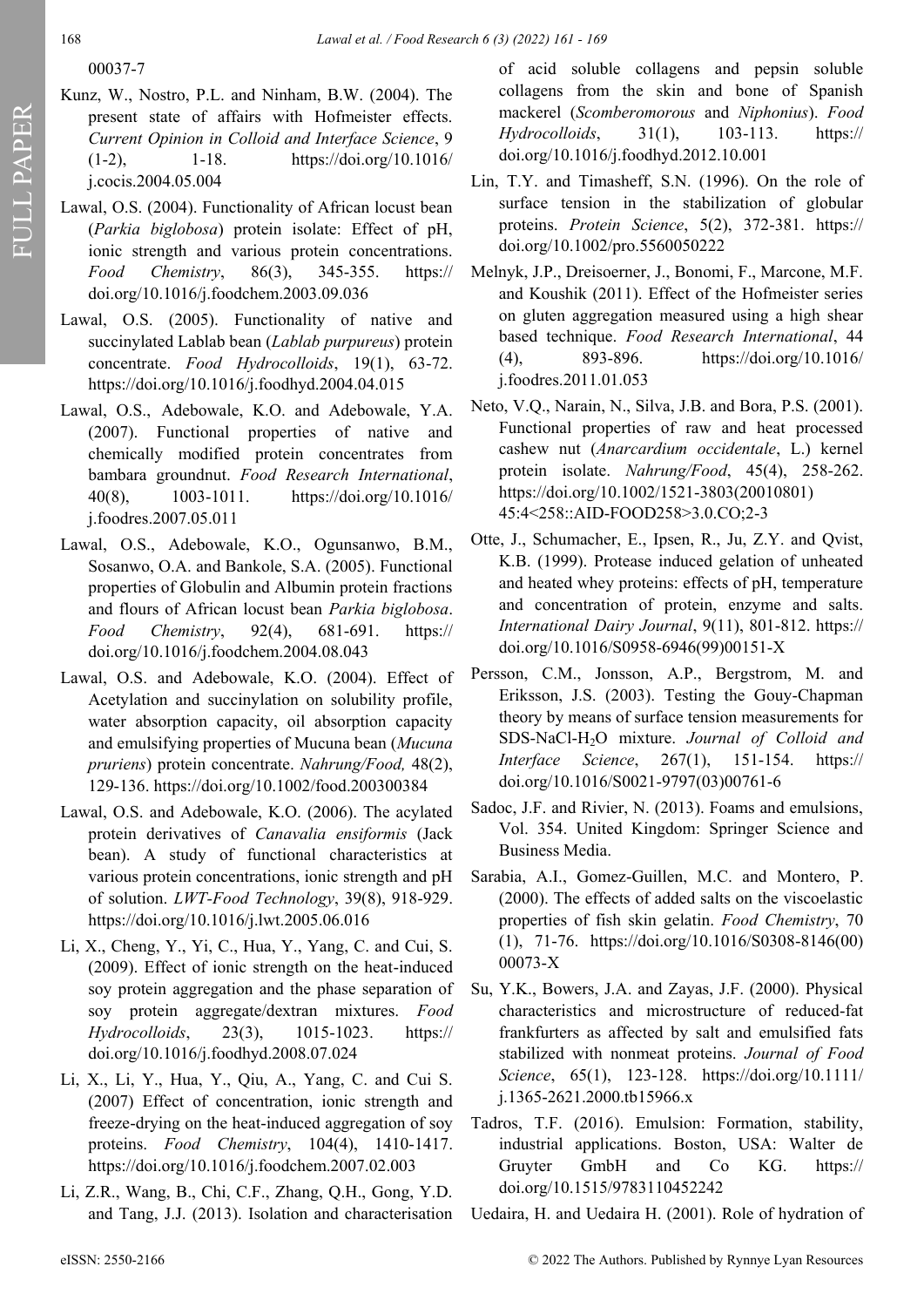00037-7

Kunz, W., Nostro, P.L. and Ninham, B.W. (2004). The present state of affairs with Hofmeister effects. *Current Opinion in Colloid and Interface Science*, 9 (1-2), 1-18. https://doi.org/10.1016/j.cocis.2004.05.004

Lawal, O.S. (2004). Functionality of African locust bean (*Parkia biglobosa*) protein isolate: Effect of pH, ionic strength and various protein concentrations. *Food Chemistry*, 86(3), 345-355. https://doi.org/10.1016/j.foodchem.2003.09.036

Lawal, O.S. (2005). Functionality of native and succinylated Lablab bean (*Lablab purpureus*) protein concentrate. *Food Hydrocolloids*, 19(1), 63-72. https://doi.org/10.1016/j.foodhyd.2004.04.015

Lawal, O.S., Adebowale, K.O. and Adebowale, Y.A. (2007). Functional properties of native and chemically modified protein concentrates from bambara groundnut. *Food Research International*, 40(8), 1003-1011. https://doi.org/10.1016/j.foodres.2007.05.011

Lawal, O.S., Adebowale, K.O., Ogunsanwo, B.M., Sosanwo, O.A. and Bankole, S.A. (2005). Functional properties of Globulin and Albumin protein fractions and flours of African locust bean *Parkia biglobosa*. *Food Chemistry*, 92(4), 681-691. https://doi.org/10.1016/j.foodchem.2004.08.043

Lawal, O.S. and Adebowale, K.O. (2004). Effect of Acetylation and succinylation on solubility profile, water absorption capacity, oil absorption capacity and emulsifying properties of Mucuna bean (*Mucuna pruriens*) protein concentrate. *Nahrung/Food,* 48(2), 129-136. https://doi.org/10.1002/food.200300384

Lawal, O.S. and Adebowale, K.O. (2006). The acylated protein derivatives of *Canavalia ensiformis* (Jack bean). A study of functional characteristics at various protein concentrations, ionic strength and pH of solution. *LWT-Food Technology*, 39(8), 918-929. https://doi.org/10.1016/j.lwt.2005.06.016

Li, X., Cheng, Y., Yi, C., Hua, Y., Yang, C. and Cui, S. (2009). Effect of ionic strength on the heat-induced soy protein aggregation and the phase separation of soy protein aggregate/dextran mixtures. *Food Hydrocolloids*, 23(3), 1015-1023. https://doi.org/10.1016/j.foodhyd.2008.07.024

Li, X., Li, Y., Hua, Y., Qiu, A., Yang, C. and Cui S. (2007) Effect of concentration, ionic strength and freeze-drying on the heat-induced aggregation of soy proteins. *Food Chemistry*, 104(4), 1410-1417. https://doi.org/10.1016/j.foodchem.2007.02.003

Li, Z.R., Wang, B., Chi, C.F., Zhang, Q.H., Gong, Y.D. and Tang, J.J. (2013). Isolation and characterisation of acid soluble collagens and pepsin soluble collagens from the skin and bone of Spanish mackerel (*Scomberomorous* and *Niphonius*). *Food Hydrocolloids*, 31(1), 103-113. https://doi.org/10.1016/j.foodhyd.2012.10.001

Lin, T.Y. and Timasheff, S.N. (1996). On the role of surface tension in the stabilization of globular proteins. *Protein Science*, 5(2), 372-381. https://doi.org/10.1002/pro.5560050222

Melnyk, J.P., Dreisoerner, J., Bonomi, F., Marcone, M.F. and Koushik (2011). Effect of the Hofmeister series on gluten aggregation measured using a high shear based technique. *Food Research International*, 44 (4), 893-896. https://doi.org/10.1016/j.foodres.2011.01.053

Neto, V.Q., Narain, N., Silva, J.B. and Bora, P.S. (2001). Functional properties of raw and heat processed cashew nut (*Anarcardium occidentale*, L.) kernel protein isolate. *Nahrung/Food*, 45(4), 258-262. https://doi.org/10.1002/1521-3803(20010801)45:4<258::AID-FOOD258>3.0.CO;2-3

Otte, J., Schumacher, E., Ipsen, R., Ju, Z.Y. and Qvist, K.B. (1999). Protease induced gelation of unheated and heated whey proteins: effects of pH, temperature and concentration of protein, enzyme and salts. *International Dairy Journal*, 9(11), 801-812. https://doi.org/10.1016/S0958-6946(99)00151-X

Persson, C.M., Jonsson, A.P., Bergstrom, M. and Eriksson, J.S. (2003). Testing the Gouy-Chapman theory by means of surface tension measurements for SDS-NaCl-$H_2O$ mixture. *Journal of Colloid and Interface Science*, 267(1), 151-154. https://doi.org/10.1016/S0021-9797(03)00761-6

Sadoc, J.F. and Rivier, N. (2013). Foams and emulsions, Vol. 354. United Kingdom: Springer Science and Business Media.

Sarabia, A.I., Gomez-Guillen, M.C. and Montero, P. (2000). The effects of added salts on the viscoelastic properties of fish skin gelatin. *Food Chemistry*, 70 (1), 71-76. https://doi.org/10.1016/S0308-8146(00)00073-X

Su, Y.K., Bowers, J.A. and Zayas, J.F. (2000). Physical characteristics and microstructure of reduced-fat frankfurters as affected by salt and emulsified fats stabilized with nonmeat proteins. *Journal of Food Science*, 65(1), 123-128. https://doi.org/10.1111/j.1365-2621.2000.tb15966.x

Tadros, T.F. (2016). Emulsion: Formation, stability, industrial applications. Boston, USA: Walter de Gruyter GmbH and Co KG. https://doi.org/10.1515/9783110452242

Uedaira, H. and Uedaira H. (2001). Role of hydration of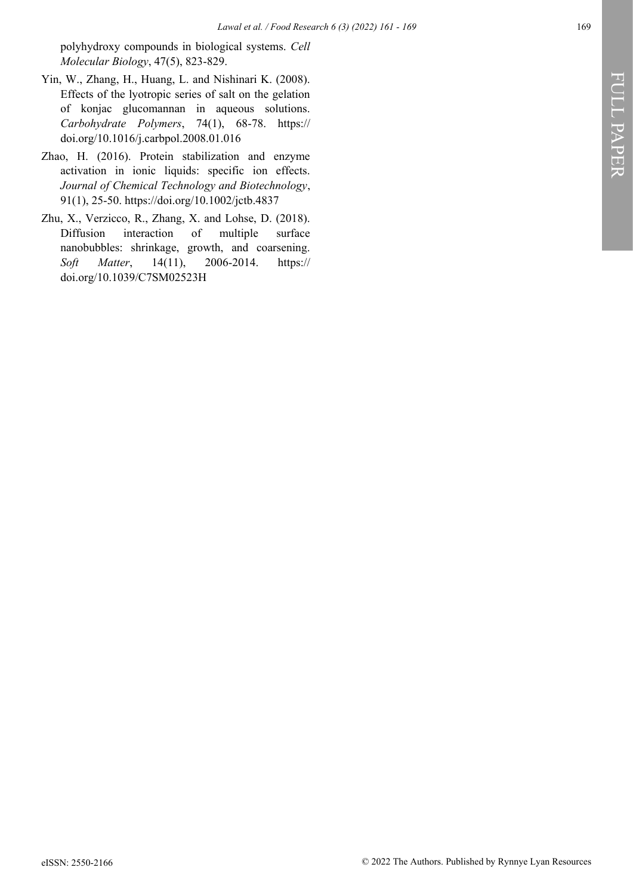polyhydroxy compounds in biological systems. *Cell Molecular Biology*, 47(5), 823-829.

Yin, W., Zhang, H., Huang, L. and Nishinari K. (2008). Effects of the lyotropic series of salt on the gelation of konjac glucomannan in aqueous solutions. *Carbohydrate Polymers*, 74(1), 68-78. https://doi.org/10.1016/j.carbpol.2008.01.016

Zhao, H. (2016). Protein stabilization and enzyme activation in ionic liquids: specific ion effects. *Journal of Chemical Technology and Biotechnology*, 91(1), 25-50. https://doi.org/10.1002/jctb.4837

Zhu, X., Verzicco, R., Zhang, X. and Lohse, D. (2018). Diffusion interaction of multiple surface nanobubbles: shrinkage, growth, and coarsening. *Soft Matter*, 14(11), 2006-2014. https://doi.org/10.1039/C7SM02523H